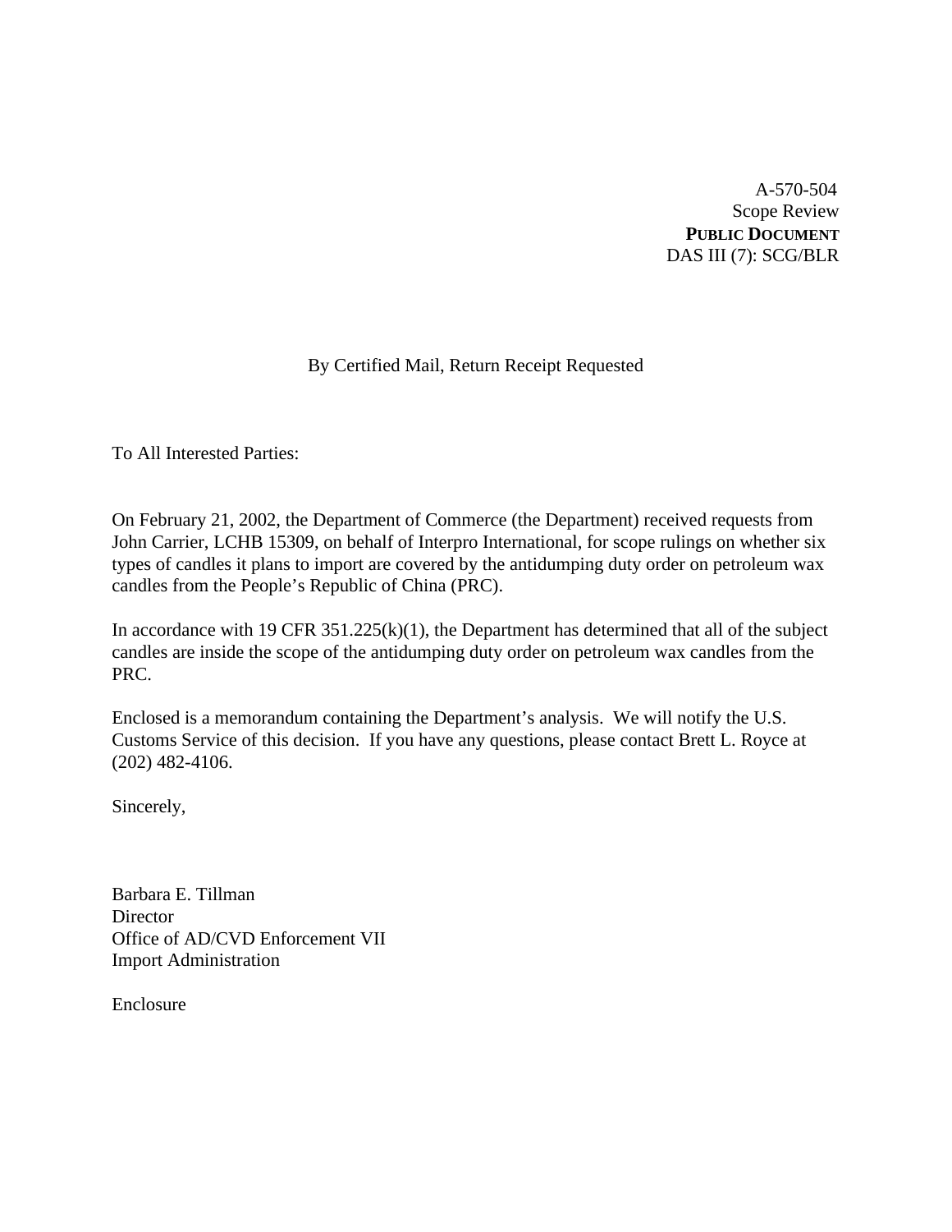A-570-504  
Scope Review  
**PUBLIC DOCUMENT**  
DAS III (7): SCG/BLR

By Certified Mail, Return Receipt Requested

To All Interested Parties:

On February 21, 2002, the Department of Commerce (the Department) received requests from John Carrier, LCHB 15309, on behalf of Interpro International, for scope rulings on whether six types of candles it plans to import are covered by the antidumping duty order on petroleum wax candles from the People's Republic of China (PRC).

In accordance with 19 CFR 351.225(k)(1), the Department has determined that all of the subject candles are inside the scope of the antidumping duty order on petroleum wax candles from the PRC.

Enclosed is a memorandum containing the Department's analysis. We will notify the U.S. Customs Service of this decision. If you have any questions, please contact Brett L. Royce at (202) 482-4106.

Sincerely,

Barbara E. Tillman  
Director  
Office of AD/CVD Enforcement VII  
Import Administration

Enclosure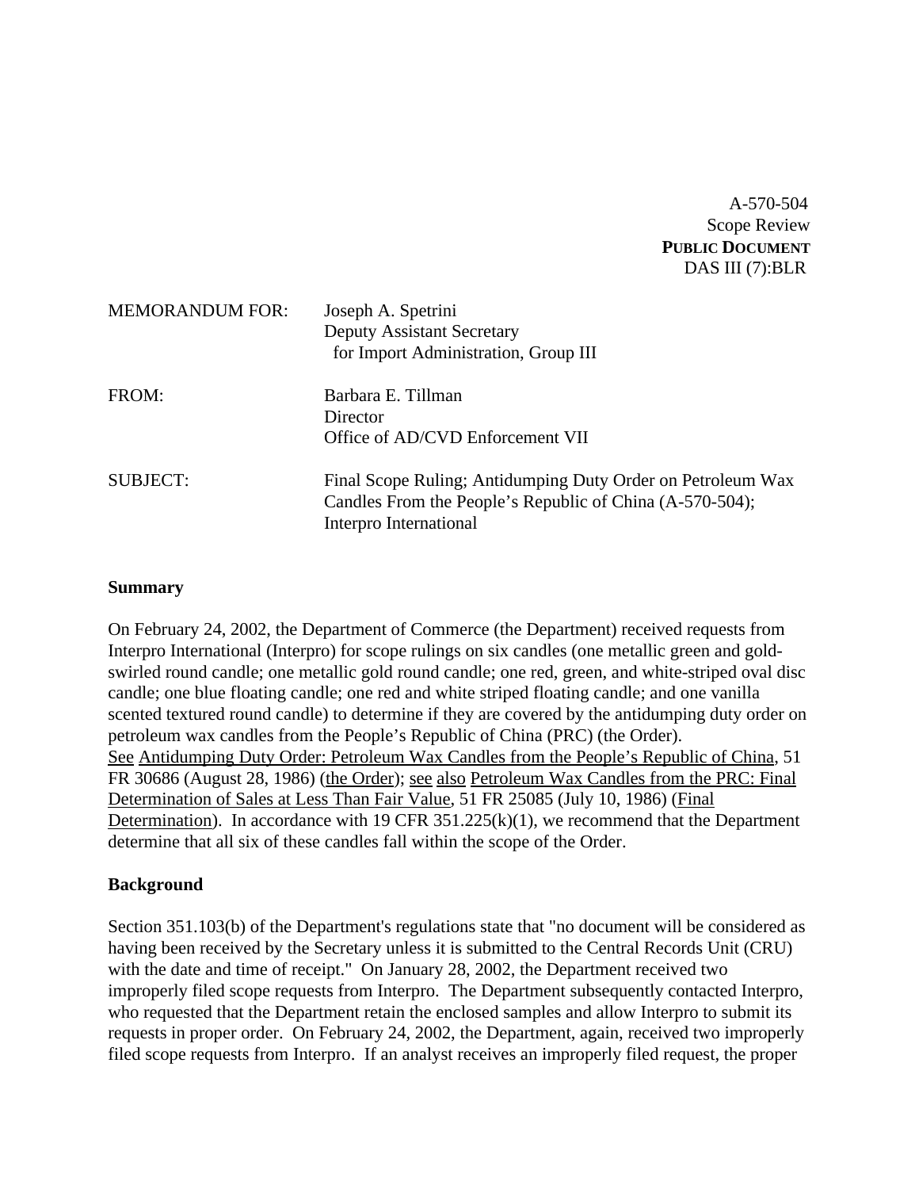A-570-504
Scope Review
**PUBLIC DOCUMENT**
DAS III (7):BLR

MEMORANDUM FOR: Joseph A. Spetrini
Deputy Assistant Secretary
for Import Administration, Group III

FROM: Barbara E. Tillman
Director
Office of AD/CVD Enforcement VII

SUBJECT: Final Scope Ruling; Antidumping Duty Order on Petroleum Wax Candles From the People's Republic of China (A-570-504); Interpro International

**Summary**

On February 24, 2002, the Department of Commerce (the Department) received requests from Interpro International (Interpro) for scope rulings on six candles (one metallic green and gold-swirled round candle; one metallic gold round candle; one red, green, and white-striped oval disc candle; one blue floating candle; one red and white striped floating candle; and one vanilla scented textured round candle) to determine if they are covered by the antidumping duty order on petroleum wax candles from the People's Republic of China (PRC) (the Order). See Antidumping Duty Order: Petroleum Wax Candles from the People's Republic of China, 51 FR 30686 (August 28, 1986) (the Order); see also Petroleum Wax Candles from the PRC: Final Determination of Sales at Less Than Fair Value, 51 FR 25085 (July 10, 1986) (Final Determination). In accordance with 19 CFR 351.225(k)(1), we recommend that the Department determine that all six of these candles fall within the scope of the Order.

**Background**

Section 351.103(b) of the Department's regulations state that "no document will be considered as having been received by the Secretary unless it is submitted to the Central Records Unit (CRU) with the date and time of receipt." On January 28, 2002, the Department received two improperly filed scope requests from Interpro. The Department subsequently contacted Interpro, who requested that the Department retain the enclosed samples and allow Interpro to submit its requests in proper order. On February 24, 2002, the Department, again, received two improperly filed scope requests from Interpro. If an analyst receives an improperly filed request, the proper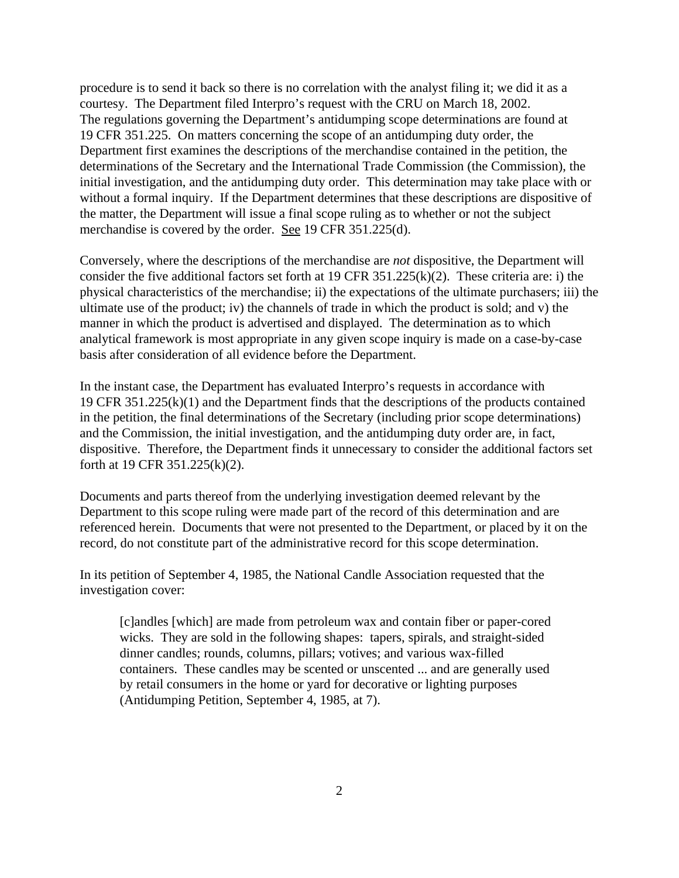procedure is to send it back so there is no correlation with the analyst filing it; we did it as a courtesy. The Department filed Interpro's request with the CRU on March 18, 2002. The regulations governing the Department's antidumping scope determinations are found at 19 CFR 351.225. On matters concerning the scope of an antidumping duty order, the Department first examines the descriptions of the merchandise contained in the petition, the determinations of the Secretary and the International Trade Commission (the Commission), the initial investigation, and the antidumping duty order. This determination may take place with or without a formal inquiry. If the Department determines that these descriptions are dispositive of the matter, the Department will issue a final scope ruling as to whether or not the subject merchandise is covered by the order. See 19 CFR 351.225(d).

Conversely, where the descriptions of the merchandise are *not* dispositive, the Department will consider the five additional factors set forth at 19 CFR 351.225(k)(2). These criteria are: i) the physical characteristics of the merchandise; ii) the expectations of the ultimate purchasers; iii) the ultimate use of the product; iv) the channels of trade in which the product is sold; and v) the manner in which the product is advertised and displayed. The determination as to which analytical framework is most appropriate in any given scope inquiry is made on a case-by-case basis after consideration of all evidence before the Department.

In the instant case, the Department has evaluated Interpro's requests in accordance with 19 CFR 351.225(k)(1) and the Department finds that the descriptions of the products contained in the petition, the final determinations of the Secretary (including prior scope determinations) and the Commission, the initial investigation, and the antidumping duty order are, in fact, dispositive. Therefore, the Department finds it unnecessary to consider the additional factors set forth at 19 CFR 351.225(k)(2).

Documents and parts thereof from the underlying investigation deemed relevant by the Department to this scope ruling were made part of the record of this determination and are referenced herein. Documents that were not presented to the Department, or placed by it on the record, do not constitute part of the administrative record for this scope determination.

In its petition of September 4, 1985, the National Candle Association requested that the investigation cover:

> [c]andles [which] are made from petroleum wax and contain fiber or paper-cored wicks. They are sold in the following shapes: tapers, spirals, and straight-sided dinner candles; rounds, columns, pillars; votives; and various wax-filled containers. These candles may be scented or unscented ... and are generally used by retail consumers in the home or yard for decorative or lighting purposes (Antidumping Petition, September 4, 1985, at 7).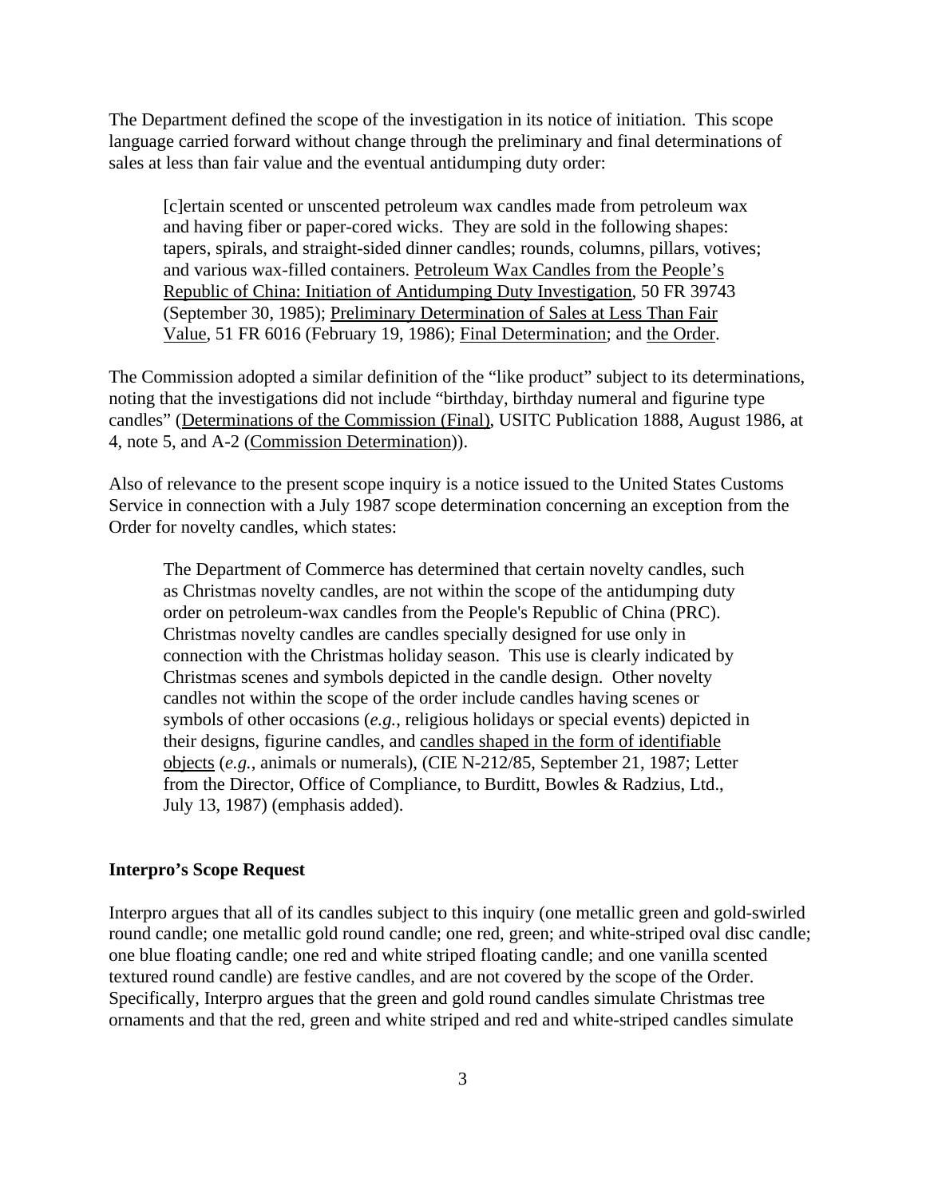The Department defined the scope of the investigation in its notice of initiation. This scope language carried forward without change through the preliminary and final determinations of sales at less than fair value and the eventual antidumping duty order:

> [c]ertain scented or unscented petroleum wax candles made from petroleum wax and having fiber or paper-cored wicks. They are sold in the following shapes: tapers, spirals, and straight-sided dinner candles; rounds, columns, pillars, votives; and various wax-filled containers. Petroleum Wax Candles from the People's Republic of China: Initiation of Antidumping Duty Investigation, 50 FR 39743 (September 30, 1985); Preliminary Determination of Sales at Less Than Fair Value, 51 FR 6016 (February 19, 1986); Final Determination; and the Order.

The Commission adopted a similar definition of the "like product" subject to its determinations, noting that the investigations did not include "birthday, birthday numeral and figurine type candles" (Determinations of the Commission (Final), USITC Publication 1888, August 1986, at 4, note 5, and A-2 (Commission Determination)).

Also of relevance to the present scope inquiry is a notice issued to the United States Customs Service in connection with a July 1987 scope determination concerning an exception from the Order for novelty candles, which states:

> The Department of Commerce has determined that certain novelty candles, such as Christmas novelty candles, are not within the scope of the antidumping duty order on petroleum-wax candles from the People's Republic of China (PRC). Christmas novelty candles are candles specially designed for use only in connection with the Christmas holiday season. This use is clearly indicated by Christmas scenes and symbols depicted in the candle design. Other novelty candles not within the scope of the order include candles having scenes or symbols of other occasions (*e.g.*, religious holidays or special events) depicted in their designs, figurine candles, and candles shaped in the form of identifiable objects (*e.g.*, animals or numerals), (CIE N-212/85, September 21, 1987; Letter from the Director, Office of Compliance, to Burditt, Bowles & Radzius, Ltd., July 13, 1987) (emphasis added).

**Interpro's Scope Request**

Interpro argues that all of its candles subject to this inquiry (one metallic green and gold-swirled round candle; one metallic gold round candle; one red, green; and white-striped oval disc candle; one blue floating candle; one red and white striped floating candle; and one vanilla scented textured round candle) are festive candles, and are not covered by the scope of the Order. Specifically, Interpro argues that the green and gold round candles simulate Christmas tree ornaments and that the red, green and white striped and red and white-striped candles simulate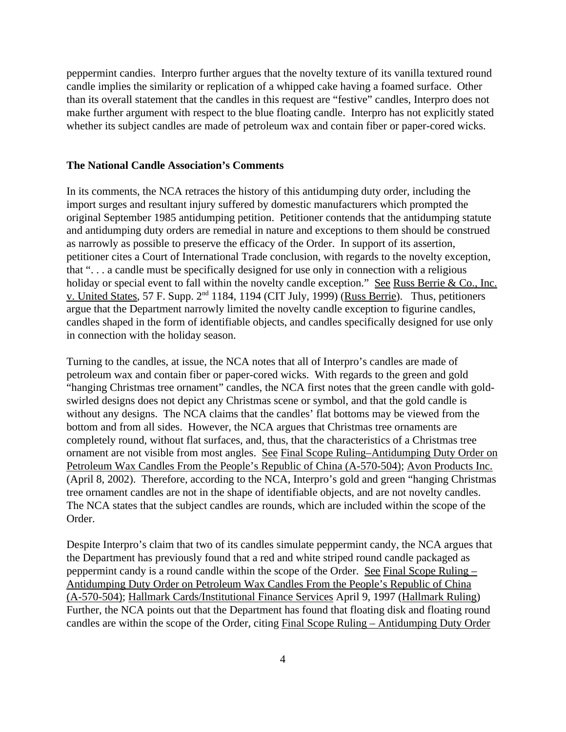peppermint candies. Interpro further argues that the novelty texture of its vanilla textured round candle implies the similarity or replication of a whipped cake having a foamed surface. Other than its overall statement that the candles in this request are "festive" candles, Interpro does not make further argument with respect to the blue floating candle. Interpro has not explicitly stated whether its subject candles are made of petroleum wax and contain fiber or paper-cored wicks.

**The National Candle Association's Comments**

In its comments, the NCA retraces the history of this antidumping duty order, including the import surges and resultant injury suffered by domestic manufacturers which prompted the original September 1985 antidumping petition. Petitioner contends that the antidumping statute and antidumping duty orders are remedial in nature and exceptions to them should be construed as narrowly as possible to preserve the efficacy of the Order. In support of its assertion, petitioner cites a Court of International Trade conclusion, with regards to the novelty exception, that ". . . a candle must be specifically designed for use only in connection with a religious holiday or special event to fall within the novelty candle exception." See Russ Berrie & Co., Inc. v. United States, 57 F. Supp. 2nd 1184, 1194 (CIT July, 1999) (Russ Berrie). Thus, petitioners argue that the Department narrowly limited the novelty candle exception to figurine candles, candles shaped in the form of identifiable objects, and candles specifically designed for use only in connection with the holiday season.

Turning to the candles, at issue, the NCA notes that all of Interpro's candles are made of petroleum wax and contain fiber or paper-cored wicks. With regards to the green and gold "hanging Christmas tree ornament" candles, the NCA first notes that the green candle with gold-swirled designs does not depict any Christmas scene or symbol, and that the gold candle is without any designs. The NCA claims that the candles' flat bottoms may be viewed from the bottom and from all sides. However, the NCA argues that Christmas tree ornaments are completely round, without flat surfaces, and, thus, that the characteristics of a Christmas tree ornament are not visible from most angles. See Final Scope Ruling–Antidumping Duty Order on Petroleum Wax Candles From the People's Republic of China (A-570-504); Avon Products Inc. (April 8, 2002). Therefore, according to the NCA, Interpro's gold and green "hanging Christmas tree ornament candles are not in the shape of identifiable objects, and are not novelty candles. The NCA states that the subject candles are rounds, which are included within the scope of the Order.

Despite Interpro's claim that two of its candles simulate peppermint candy, the NCA argues that the Department has previously found that a red and white striped round candle packaged as peppermint candy is a round candle within the scope of the Order. See Final Scope Ruling – Antidumping Duty Order on Petroleum Wax Candles From the People's Republic of China (A-570-504); Hallmark Cards/Institutional Finance Services April 9, 1997 (Hallmark Ruling) Further, the NCA points out that the Department has found that floating disk and floating round candles are within the scope of the Order, citing Final Scope Ruling – Antidumping Duty Order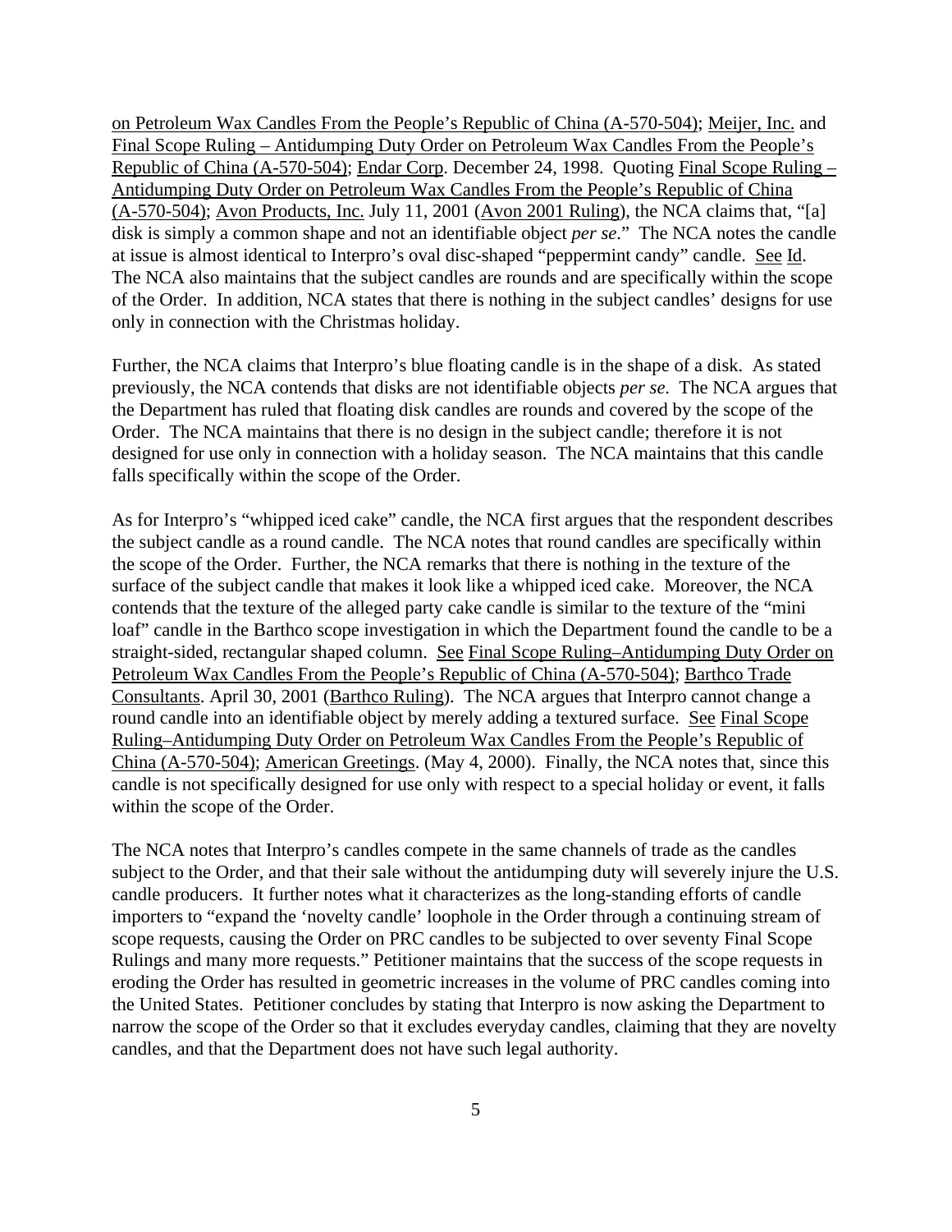on Petroleum Wax Candles From the People's Republic of China (A-570-504); Meijer, Inc. and Final Scope Ruling – Antidumping Duty Order on Petroleum Wax Candles From the People's Republic of China (A-570-504); Endar Corp. December 24, 1998. Quoting Final Scope Ruling – Antidumping Duty Order on Petroleum Wax Candles From the People's Republic of China (A-570-504); Avon Products, Inc. July 11, 2001 (Avon 2001 Ruling), the NCA claims that, "[a] disk is simply a common shape and not an identifiable object *per se*." The NCA notes the candle at issue is almost identical to Interpro's oval disc-shaped "peppermint candy" candle. See Id. The NCA also maintains that the subject candles are rounds and are specifically within the scope of the Order. In addition, NCA states that there is nothing in the subject candles' designs for use only in connection with the Christmas holiday.

Further, the NCA claims that Interpro's blue floating candle is in the shape of a disk. As stated previously, the NCA contends that disks are not identifiable objects *per se*. The NCA argues that the Department has ruled that floating disk candles are rounds and covered by the scope of the Order. The NCA maintains that there is no design in the subject candle; therefore it is not designed for use only in connection with a holiday season. The NCA maintains that this candle falls specifically within the scope of the Order.

As for Interpro's "whipped iced cake" candle, the NCA first argues that the respondent describes the subject candle as a round candle. The NCA notes that round candles are specifically within the scope of the Order. Further, the NCA remarks that there is nothing in the texture of the surface of the subject candle that makes it look like a whipped iced cake. Moreover, the NCA contends that the texture of the alleged party cake candle is similar to the texture of the "mini loaf" candle in the Barthco scope investigation in which the Department found the candle to be a straight-sided, rectangular shaped column. See Final Scope Ruling–Antidumping Duty Order on Petroleum Wax Candles From the People's Republic of China (A-570-504); Barthco Trade Consultants. April 30, 2001 (Barthco Ruling). The NCA argues that Interpro cannot change a round candle into an identifiable object by merely adding a textured surface. See Final Scope Ruling–Antidumping Duty Order on Petroleum Wax Candles From the People's Republic of China (A-570-504); American Greetings. (May 4, 2000). Finally, the NCA notes that, since this candle is not specifically designed for use only with respect to a special holiday or event, it falls within the scope of the Order.

The NCA notes that Interpro's candles compete in the same channels of trade as the candles subject to the Order, and that their sale without the antidumping duty will severely injure the U.S. candle producers. It further notes what it characterizes as the long-standing efforts of candle importers to "expand the 'novelty candle' loophole in the Order through a continuing stream of scope requests, causing the Order on PRC candles to be subjected to over seventy Final Scope Rulings and many more requests." Petitioner maintains that the success of the scope requests in eroding the Order has resulted in geometric increases in the volume of PRC candles coming into the United States. Petitioner concludes by stating that Interpro is now asking the Department to narrow the scope of the Order so that it excludes everyday candles, claiming that they are novelty candles, and that the Department does not have such legal authority.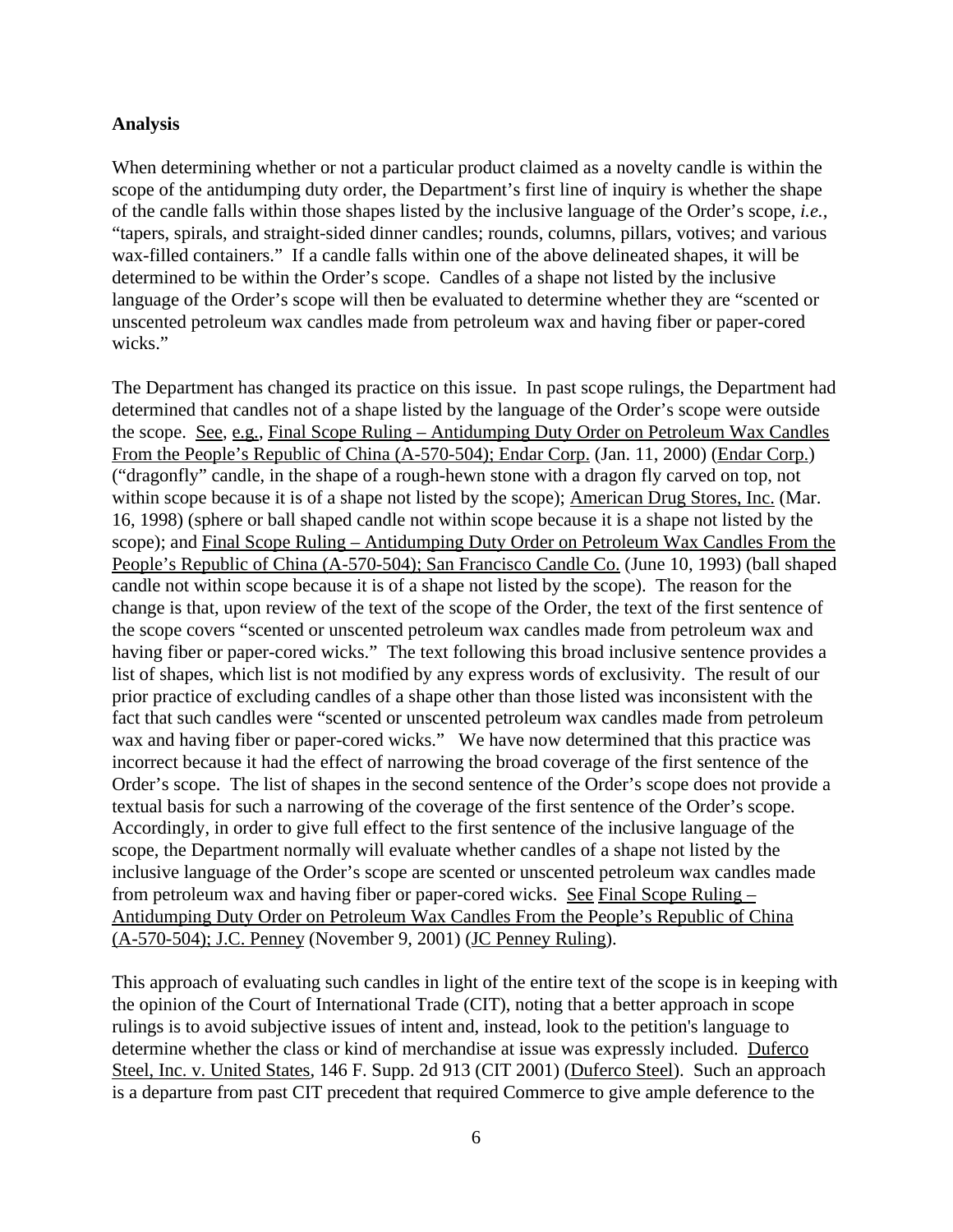**Analysis**

When determining whether or not a particular product claimed as a novelty candle is within the scope of the antidumping duty order, the Department's first line of inquiry is whether the shape of the candle falls within those shapes listed by the inclusive language of the Order's scope, *i.e.*, "tapers, spirals, and straight-sided dinner candles; rounds, columns, pillars, votives; and various wax-filled containers." If a candle falls within one of the above delineated shapes, it will be determined to be within the Order's scope. Candles of a shape not listed by the inclusive language of the Order's scope will then be evaluated to determine whether they are "scented or unscented petroleum wax candles made from petroleum wax and having fiber or paper-cored wicks."

The Department has changed its practice on this issue. In past scope rulings, the Department had determined that candles not of a shape listed by the language of the Order's scope were outside the scope. See, e.g., Final Scope Ruling – Antidumping Duty Order on Petroleum Wax Candles From the People's Republic of China (A-570-504); Endar Corp. (Jan. 11, 2000) (Endar Corp.) ("dragonfly" candle, in the shape of a rough-hewn stone with a dragon fly carved on top, not within scope because it is of a shape not listed by the scope); American Drug Stores, Inc. (Mar. 16, 1998) (sphere or ball shaped candle not within scope because it is a shape not listed by the scope); and Final Scope Ruling – Antidumping Duty Order on Petroleum Wax Candles From the People's Republic of China (A-570-504); San Francisco Candle Co. (June 10, 1993) (ball shaped candle not within scope because it is of a shape not listed by the scope). The reason for the change is that, upon review of the text of the scope of the Order, the text of the first sentence of the scope covers "scented or unscented petroleum wax candles made from petroleum wax and having fiber or paper-cored wicks." The text following this broad inclusive sentence provides a list of shapes, which list is not modified by any express words of exclusivity. The result of our prior practice of excluding candles of a shape other than those listed was inconsistent with the fact that such candles were "scented or unscented petroleum wax candles made from petroleum wax and having fiber or paper-cored wicks." We have now determined that this practice was incorrect because it had the effect of narrowing the broad coverage of the first sentence of the Order's scope. The list of shapes in the second sentence of the Order's scope does not provide a textual basis for such a narrowing of the coverage of the first sentence of the Order's scope. Accordingly, in order to give full effect to the first sentence of the inclusive language of the scope, the Department normally will evaluate whether candles of a shape not listed by the inclusive language of the Order's scope are scented or unscented petroleum wax candles made from petroleum wax and having fiber or paper-cored wicks. See Final Scope Ruling – Antidumping Duty Order on Petroleum Wax Candles From the People's Republic of China (A-570-504); J.C. Penney (November 9, 2001) (JC Penney Ruling).

This approach of evaluating such candles in light of the entire text of the scope is in keeping with the opinion of the Court of International Trade (CIT), noting that a better approach in scope rulings is to avoid subjective issues of intent and, instead, look to the petition's language to determine whether the class or kind of merchandise at issue was expressly included. Duferco Steel, Inc. v. United States, 146 F. Supp. 2d 913 (CIT 2001) (Duferco Steel). Such an approach is a departure from past CIT precedent that required Commerce to give ample deference to the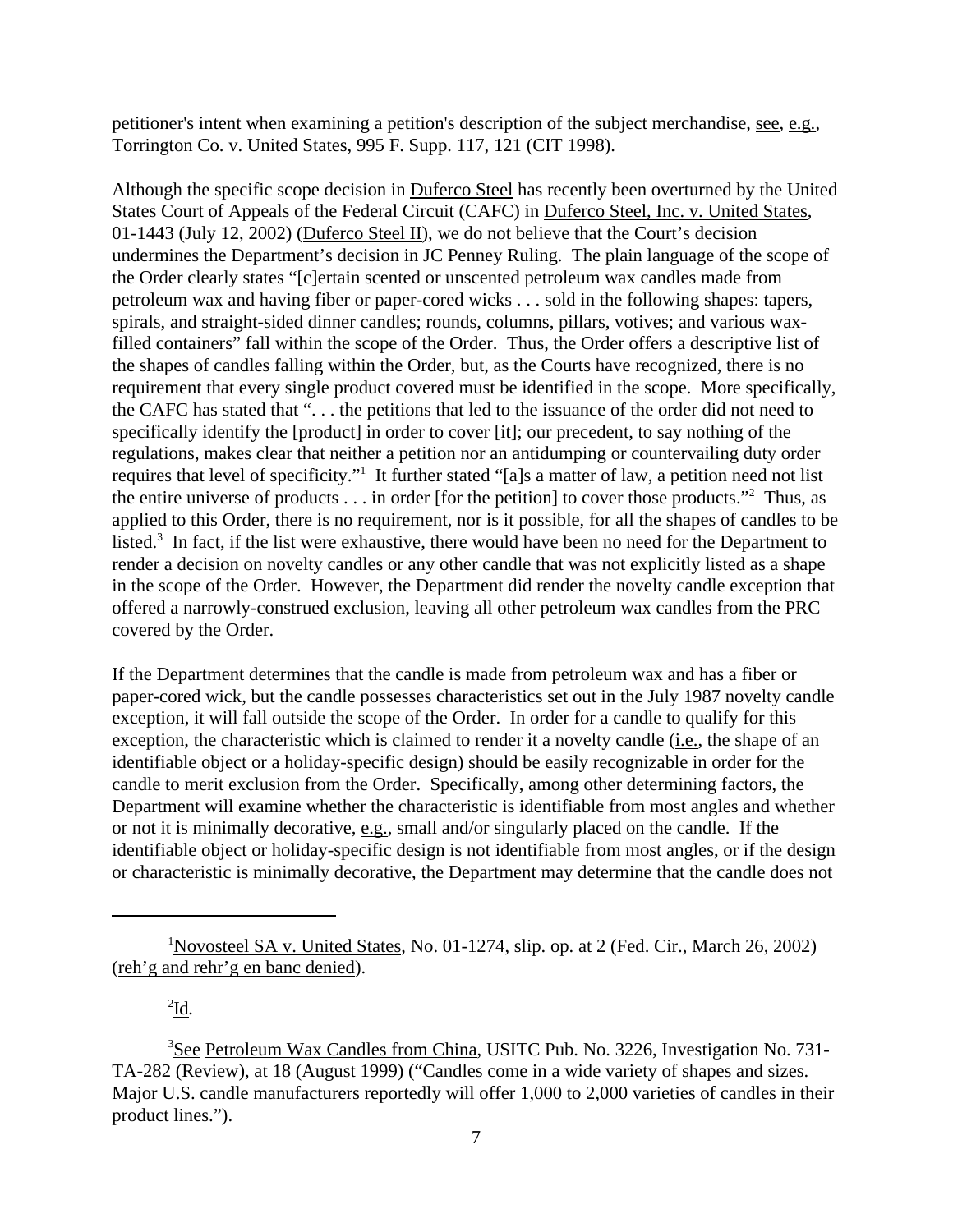petitioner's intent when examining a petition's description of the subject merchandise, see, e.g., Torrington Co. v. United States, 995 F. Supp. 117, 121 (CIT 1998).

Although the specific scope decision in Duferco Steel has recently been overturned by the United States Court of Appeals of the Federal Circuit (CAFC) in Duferco Steel, Inc. v. United States, 01-1443 (July 12, 2002) (Duferco Steel II), we do not believe that the Court's decision undermines the Department's decision in JC Penney Ruling. The plain language of the scope of the Order clearly states "[c]ertain scented or unscented petroleum wax candles made from petroleum wax and having fiber or paper-cored wicks . . . sold in the following shapes: tapers, spirals, and straight-sided dinner candles; rounds, columns, pillars, votives; and various wax-filled containers" fall within the scope of the Order. Thus, the Order offers a descriptive list of the shapes of candles falling within the Order, but, as the Courts have recognized, there is no requirement that every single product covered must be identified in the scope. More specifically, the CAFC has stated that ". . . the petitions that led to the issuance of the order did not need to specifically identify the [product] in order to cover [it]; our precedent, to say nothing of the regulations, makes clear that neither a petition nor an antidumping or countervailing duty order requires that level of specificity."[1] It further stated "[a]s a matter of law, a petition need not list the entire universe of products . . . in order [for the petition] to cover those products."[2] Thus, as applied to this Order, there is no requirement, nor is it possible, for all the shapes of candles to be listed.[3] In fact, if the list were exhaustive, there would have been no need for the Department to render a decision on novelty candles or any other candle that was not explicitly listed as a shape in the scope of the Order. However, the Department did render the novelty candle exception that offered a narrowly-construed exclusion, leaving all other petroleum wax candles from the PRC covered by the Order.

If the Department determines that the candle is made from petroleum wax and has a fiber or paper-cored wick, but the candle possesses characteristics set out in the July 1987 novelty candle exception, it will fall outside the scope of the Order. In order for a candle to qualify for this exception, the characteristic which is claimed to render it a novelty candle (i.e., the shape of an identifiable object or a holiday-specific design) should be easily recognizable in order for the candle to merit exclusion from the Order. Specifically, among other determining factors, the Department will examine whether the characteristic is identifiable from most angles and whether or not it is minimally decorative, e.g., small and/or singularly placed on the candle. If the identifiable object or holiday-specific design is not identifiable from most angles, or if the design or characteristic is minimally decorative, the Department may determine that the candle does not

---

[1] Novosteel SA v. United States, No. 01-1274, slip. op. at 2 (Fed. Cir., March 26, 2002) (reh'g and rehr'g en banc denied).

[2] Id.

[3] See Petroleum Wax Candles from China, USITC Pub. No. 3226, Investigation No. 731-TA-282 (Review), at 18 (August 1999) ("Candles come in a wide variety of shapes and sizes. Major U.S. candle manufacturers reportedly will offer 1,000 to 2,000 varieties of candles in their product lines.").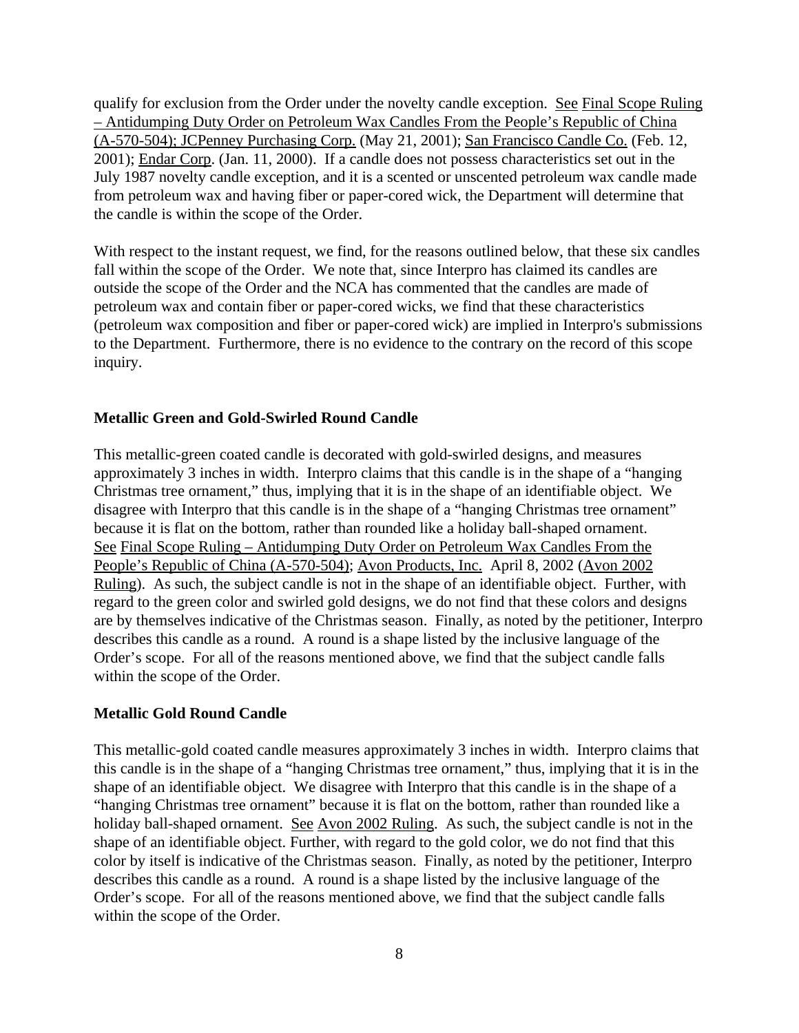qualify for exclusion from the Order under the novelty candle exception. See Final Scope Ruling – Antidumping Duty Order on Petroleum Wax Candles From the People's Republic of China (A-570-504); JCPenney Purchasing Corp. (May 21, 2001); San Francisco Candle Co. (Feb. 12, 2001); Endar Corp. (Jan. 11, 2000). If a candle does not possess characteristics set out in the July 1987 novelty candle exception, and it is a scented or unscented petroleum wax candle made from petroleum wax and having fiber or paper-cored wick, the Department will determine that the candle is within the scope of the Order.

With respect to the instant request, we find, for the reasons outlined below, that these six candles fall within the scope of the Order. We note that, since Interpro has claimed its candles are outside the scope of the Order and the NCA has commented that the candles are made of petroleum wax and contain fiber or paper-cored wicks, we find that these characteristics (petroleum wax composition and fiber or paper-cored wick) are implied in Interpro's submissions to the Department. Furthermore, there is no evidence to the contrary on the record of this scope inquiry.

**Metallic Green and Gold-Swirled Round Candle**

This metallic-green coated candle is decorated with gold-swirled designs, and measures approximately 3 inches in width. Interpro claims that this candle is in the shape of a "hanging Christmas tree ornament," thus, implying that it is in the shape of an identifiable object. We disagree with Interpro that this candle is in the shape of a "hanging Christmas tree ornament" because it is flat on the bottom, rather than rounded like a holiday ball-shaped ornament. See Final Scope Ruling – Antidumping Duty Order on Petroleum Wax Candles From the People's Republic of China (A-570-504); Avon Products, Inc. April 8, 2002 (Avon 2002 Ruling). As such, the subject candle is not in the shape of an identifiable object. Further, with regard to the green color and swirled gold designs, we do not find that these colors and designs are by themselves indicative of the Christmas season. Finally, as noted by the petitioner, Interpro describes this candle as a round. A round is a shape listed by the inclusive language of the Order's scope. For all of the reasons mentioned above, we find that the subject candle falls within the scope of the Order.

**Metallic Gold Round Candle**

This metallic-gold coated candle measures approximately 3 inches in width. Interpro claims that this candle is in the shape of a "hanging Christmas tree ornament," thus, implying that it is in the shape of an identifiable object. We disagree with Interpro that this candle is in the shape of a "hanging Christmas tree ornament" because it is flat on the bottom, rather than rounded like a holiday ball-shaped ornament. See Avon 2002 Ruling. As such, the subject candle is not in the shape of an identifiable object. Further, with regard to the gold color, we do not find that this color by itself is indicative of the Christmas season. Finally, as noted by the petitioner, Interpro describes this candle as a round. A round is a shape listed by the inclusive language of the Order's scope. For all of the reasons mentioned above, we find that the subject candle falls within the scope of the Order.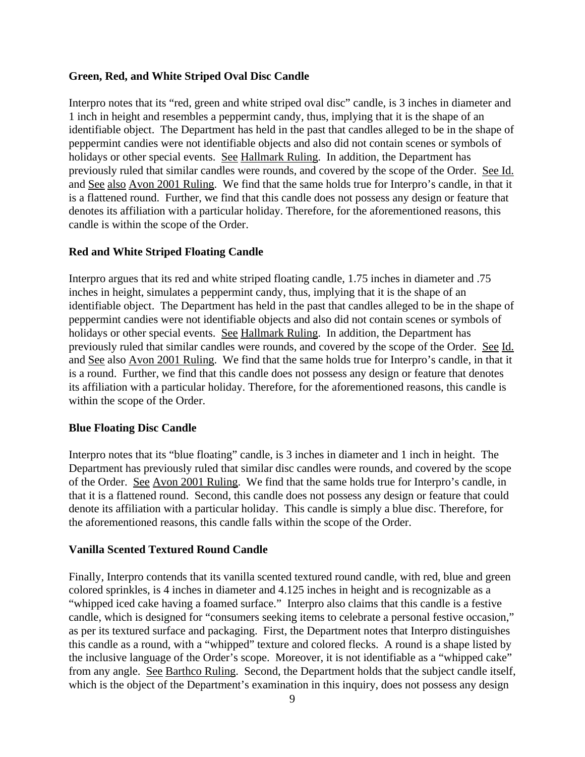**Green, Red, and White Striped Oval Disc Candle**

Interpro notes that its "red, green and white striped oval disc" candle, is 3 inches in diameter and 1 inch in height and resembles a peppermint candy, thus, implying that it is the shape of an identifiable object. The Department has held in the past that candles alleged to be in the shape of peppermint candies were not identifiable objects and also did not contain scenes or symbols of holidays or other special events. See Hallmark Ruling. In addition, the Department has previously ruled that similar candles were rounds, and covered by the scope of the Order. See Id. and See also Avon 2001 Ruling. We find that the same holds true for Interpro's candle, in that it is a flattened round. Further, we find that this candle does not possess any design or feature that denotes its affiliation with a particular holiday. Therefore, for the aforementioned reasons, this candle is within the scope of the Order.

**Red and White Striped Floating Candle**

Interpro argues that its red and white striped floating candle, 1.75 inches in diameter and .75 inches in height, simulates a peppermint candy, thus, implying that it is the shape of an identifiable object. The Department has held in the past that candles alleged to be in the shape of peppermint candies were not identifiable objects and also did not contain scenes or symbols of holidays or other special events. See Hallmark Ruling. In addition, the Department has previously ruled that similar candles were rounds, and covered by the scope of the Order. See Id. and See also Avon 2001 Ruling. We find that the same holds true for Interpro's candle, in that it is a round. Further, we find that this candle does not possess any design or feature that denotes its affiliation with a particular holiday. Therefore, for the aforementioned reasons, this candle is within the scope of the Order.

**Blue Floating Disc Candle**

Interpro notes that its "blue floating" candle, is 3 inches in diameter and 1 inch in height. The Department has previously ruled that similar disc candles were rounds, and covered by the scope of the Order. See Avon 2001 Ruling. We find that the same holds true for Interpro's candle, in that it is a flattened round. Second, this candle does not possess any design or feature that could denote its affiliation with a particular holiday. This candle is simply a blue disc. Therefore, for the aforementioned reasons, this candle falls within the scope of the Order.

**Vanilla Scented Textured Round Candle**

Finally, Interpro contends that its vanilla scented textured round candle, with red, blue and green colored sprinkles, is 4 inches in diameter and 4.125 inches in height and is recognizable as a "whipped iced cake having a foamed surface." Interpro also claims that this candle is a festive candle, which is designed for "consumers seeking items to celebrate a personal festive occasion," as per its textured surface and packaging. First, the Department notes that Interpro distinguishes this candle as a round, with a "whipped" texture and colored flecks. A round is a shape listed by the inclusive language of the Order's scope. Moreover, it is not identifiable as a "whipped cake" from any angle. See Barthco Ruling. Second, the Department holds that the subject candle itself, which is the object of the Department's examination in this inquiry, does not possess any design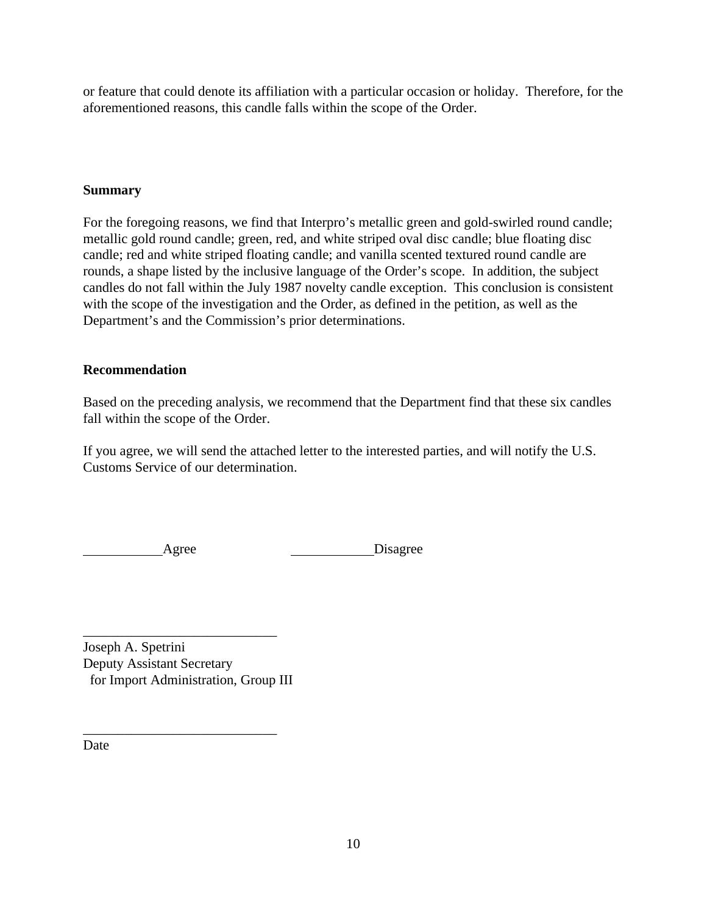or feature that could denote its affiliation with a particular occasion or holiday. Therefore, for the aforementioned reasons, this candle falls within the scope of the Order.

**Summary**

For the foregoing reasons, we find that Interpro's metallic green and gold-swirled round candle; metallic gold round candle; green, red, and white striped oval disc candle; blue floating disc candle; red and white striped floating candle; and vanilla scented textured round candle are rounds, a shape listed by the inclusive language of the Order's scope. In addition, the subject candles do not fall within the July 1987 novelty candle exception. This conclusion is consistent with the scope of the investigation and the Order, as defined in the petition, as well as the Department's and the Commission's prior determinations.

**Recommendation**

Based on the preceding analysis, we recommend that the Department find that these six candles fall within the scope of the Order.

If you agree, we will send the attached letter to the interested parties, and will notify the U.S. Customs Service of our determination.

\_\_\_\_\_\_\_\_\_\_\_\_Agree \_\_\_\_\_\_\_\_\_\_\_\_Disagree

\_\_\_\_\_\_\_\_\_\_\_\_\_\_\_\_\_\_\_\_\_\_\_\_\_\_\_\_\_\_
Joseph A. Spetrini
Deputy Assistant Secretary
for Import Administration, Group III

\_\_\_\_\_\_\_\_\_\_\_\_\_\_\_\_\_\_\_\_\_\_\_\_\_\_\_\_\_\_
Date